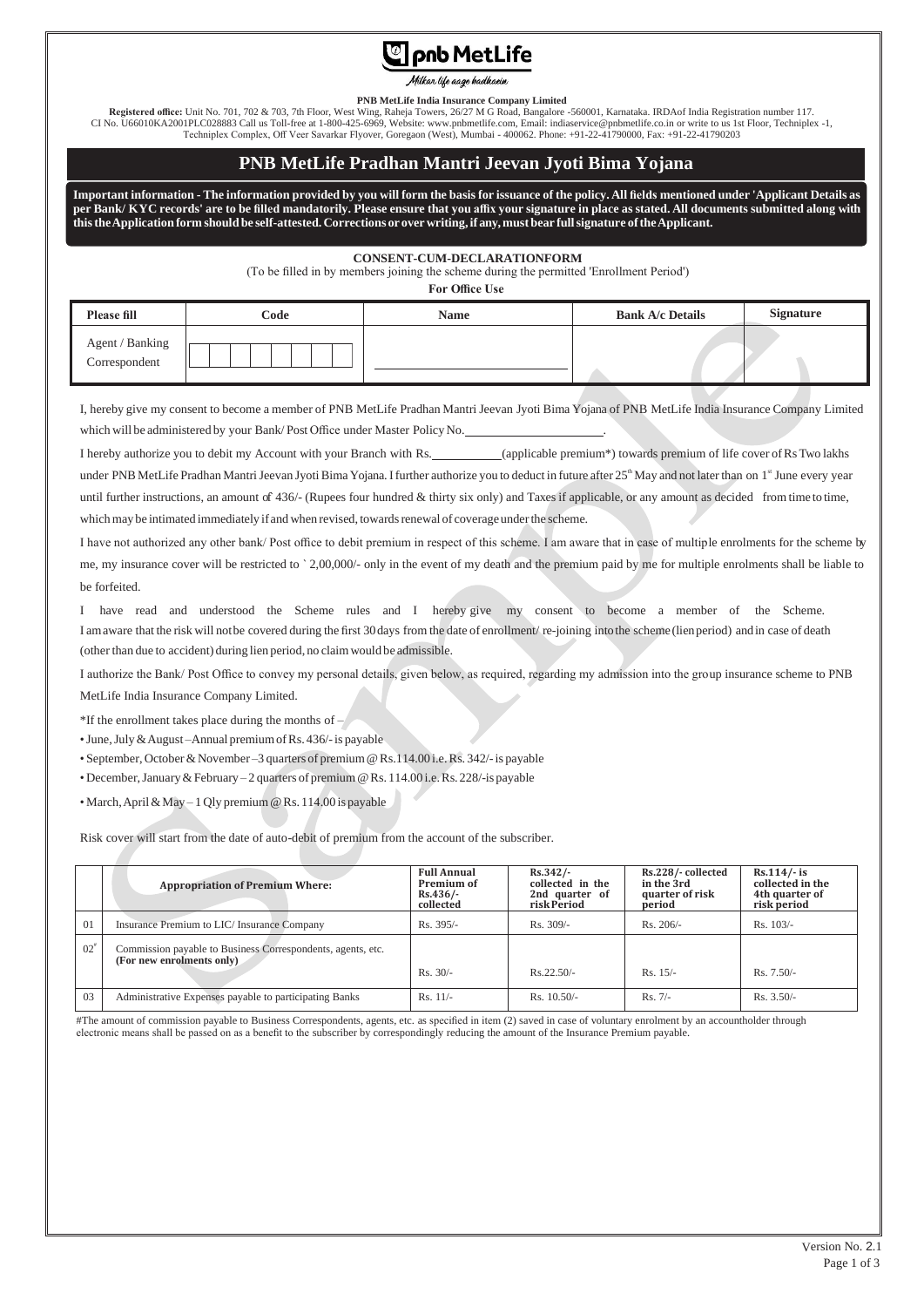# pnb MetLife

*Milkar life aage badhaein*

**PNB MetLife India Insurance Company Limited**

**Registered office:** Unit No. 701, 702 & 703, 7th Floor, West Wing, Raheja Towers, 26/27 M G Road, Bangalore -560001, Karnataka. IRDAof India Registration number 117. CI No. U66010KA2001PLC028883 Call us Toll-free at 1-800-425-6969, Website: www.pnbmetlife.com, Email: indiaservice@pnbmetlife.co.in or write to us 1st Floor, Techniplex -1, Techniplex Complex, Off Veer Savarkar Flyover, Goregaon (West), Mumbai - 400062. Phone: +91-22-41790000, Fax: +91-22-41790203

## PNB MetLife Pradhan Mantri Jeevan Jyoti Bima Yojana

**Important information - The information provided by you will form the basis for issuance of the policy. All fields mentioned under 'Applicant Details as per Bank/ KYC records' are to be filled mandatorily. Please ensure that you affix your signature in place as stated. All documents submitted along with this the Application form should be self-attested. Corrections or over writing, if any, must bear full signature of the Applicant.**

**CONSENT-CUM-DECLARATIONFORM**

(To be filled in by members joining the scheme during the permitted 'Enrollment Period')

**For Office Use**

| Please fill | Code | Name | Bank A/c Details | Signature |
|---|---|---|---|---|
| Agent / Banking Correspondent | | | | |

I, hereby give my consent to become a member of PNB MetLife Pradhan Mantri Jeevan Jyoti Bima Yojana of PNB MetLife India Insurance Company Limited which will be administered by your Bank/ Post Office under Master Policy No.______________________.

I hereby authorize you to debit my Account with your Branch with Rs.__________(applicable premium*) towards premium of life cover of Rs Two lakhs under PNB MetLife Pradhan Mantri Jeevan Jyoti Bima Yojana. I further authorize you to deduct in future after 25th May and not later than on 1st June every year until further instructions, an amount of 436/- (Rupees four hundred & thirty six only) and Taxes if applicable, or any amount as decided from time to time, which may be intimated immediately if and when revised, towards renewal of coverage under the scheme.

I have not authorized any other bank/ Post office to debit premium in respect of this scheme. I am aware that in case of multiple enrolments for the scheme by me, my insurance cover will be restricted to ` 2,00,000/- only in the event of my death and the premium paid by me for multiple enrolments shall be liable to be forfeited.

I have read and understood the Scheme rules and I hereby give my consent to become a member of the Scheme. I am aware that the risk will not be covered during the first 30 days from the date of enrollment/ re-joining into the scheme (lien period) and in case of death (other than due to accident) during lien period, no claim would be admissible.

I authorize the Bank/ Post Office to convey my personal details, given below, as required, regarding my admission into the group insurance scheme to PNB MetLife India Insurance Company Limited.

*If the enrollment takes place during the months of –

- June, July & August – Annual premium of Rs. 436/- is payable
- September, October & November – 3 quarters of premium @ Rs.114.00 i.e. Rs. 342/- is payable
- December, January & February – 2 quarters of premium @ Rs. 114.00 i.e. Rs. 228/-is payable
- March, April & May – 1 Qly premium @ Rs. 114.00 is payable

Risk cover will start from the date of auto-debit of premium from the account of the subscriber.

| | Appropriation of Premium Where: | Full Annual Premium of Rs.436/- collected | Rs.342/- collected in the 2nd quarter of risk Period | Rs.228/- collected in the 3rd quarter of risk period | Rs.114/- is collected in the 4th quarter of risk period |
|---|---|---|---|---|---|
| 01 | Insurance Premium to LIC/ Insurance Company | Rs. 395/- | Rs. 309/- | Rs. 206/- | Rs. 103/- |
| 02# | Commission payable to Business Correspondents, agents, etc. **(For new enrolments only)** | Rs. 30/- | Rs.22.50/- | Rs. 15/- | Rs. 7.50/- |
| 03 | Administrative Expenses payable to participating Banks | Rs. 11/- | Rs. 10.50/- | Rs. 7/- | Rs. 3.50/- |

#The amount of commission payable to Business Correspondents, agents, etc. as specified in item (2) saved in case of voluntary enrolment by an accountholder through electronic means shall be passed on as a benefit to the subscriber by correspondingly reducing the amount of the Insurance Premium payable.

Version No. 2.1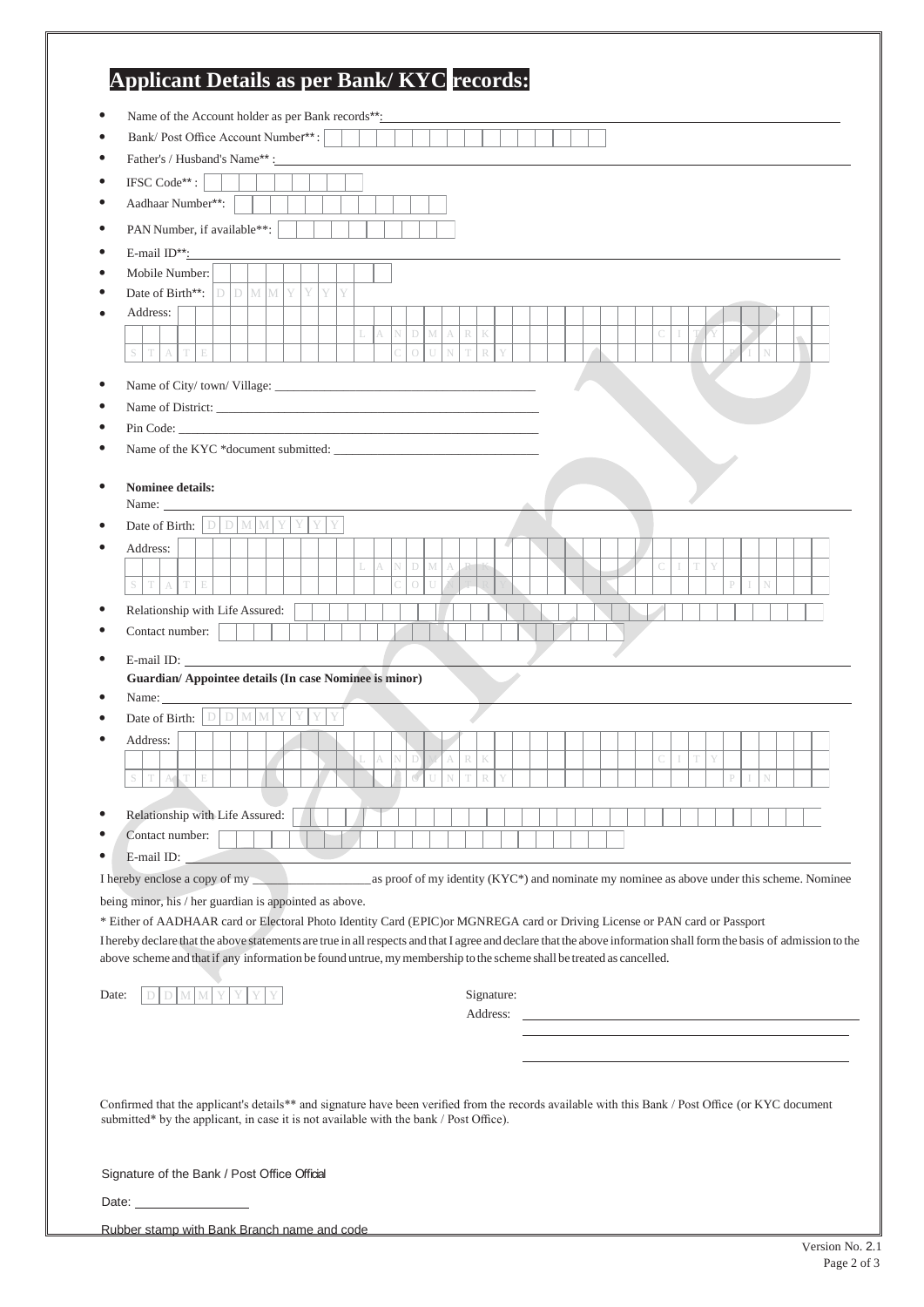# Applicant Details as per Bank/ KYC records:

- Name of the Account holder as per Bank records**: ______________________________
- Bank/ Post Office Account Number** :
- Father's / Husband's Name** : ______________________________
- IFSC Code** :
- Aadhaar Number**:
- PAN Number, if available**:
- E-mail ID**: ______________________________
- Mobile Number:
- Date of Birth**: DDMMYYYY
- Address:

  LANDMARK CITY

  STATE COUNTRY PIN

- Name of City/ town/ Village: ______________________________
- Name of District: ______________________________
- Pin Code: ______________________________
- Name of the KYC *document submitted: ______________________________

- **Nominee details:**

  Name: ______________________________
- Date of Birth: DDMMYYYY
- Address:

  LANDMARK CITY

  STATE COUNTRY PIN

- Relationship with Life Assured:
- Contact number:
- E-mail ID: ______________________________

**Guardian/ Appointee details (In case Nominee is minor)**

- Name: ______________________________
- Date of Birth: DDMMYYYY
- Address:

  LANDMARK CITY

  STATE COUNTRY PIN

- Relationship with Life Assured:
- Contact number:
- E-mail ID: ______________________________

I hereby enclose a copy of my ____________ as proof of my identity (KYC*) and nominate my nominee as above under this scheme. Nominee being minor, his / her guardian is appointed as above.

* Either of AADHAAR card or Electoral Photo Identity Card (EPIC)or MGNREGA card or Driving License or PAN card or Passport

I hereby declare that the above statements are true in all respects and that I agree and declare that the above information shall form the basis of admission to the above scheme and that if any information be found untrue, my membership to the scheme shall be treated as cancelled.

Date: DDMMYYYY

Signature:

Address: ______________________________

Confirmed that the applicant's details** and signature have been verified from the records available with this Bank / Post Office (or KYC document submitted* by the applicant, in case it is not available with the bank / Post Office).

Signature of the Bank / Post Office Official

Date: ____________

Rubber stamp with Bank Branch name and code

Version No. 2.1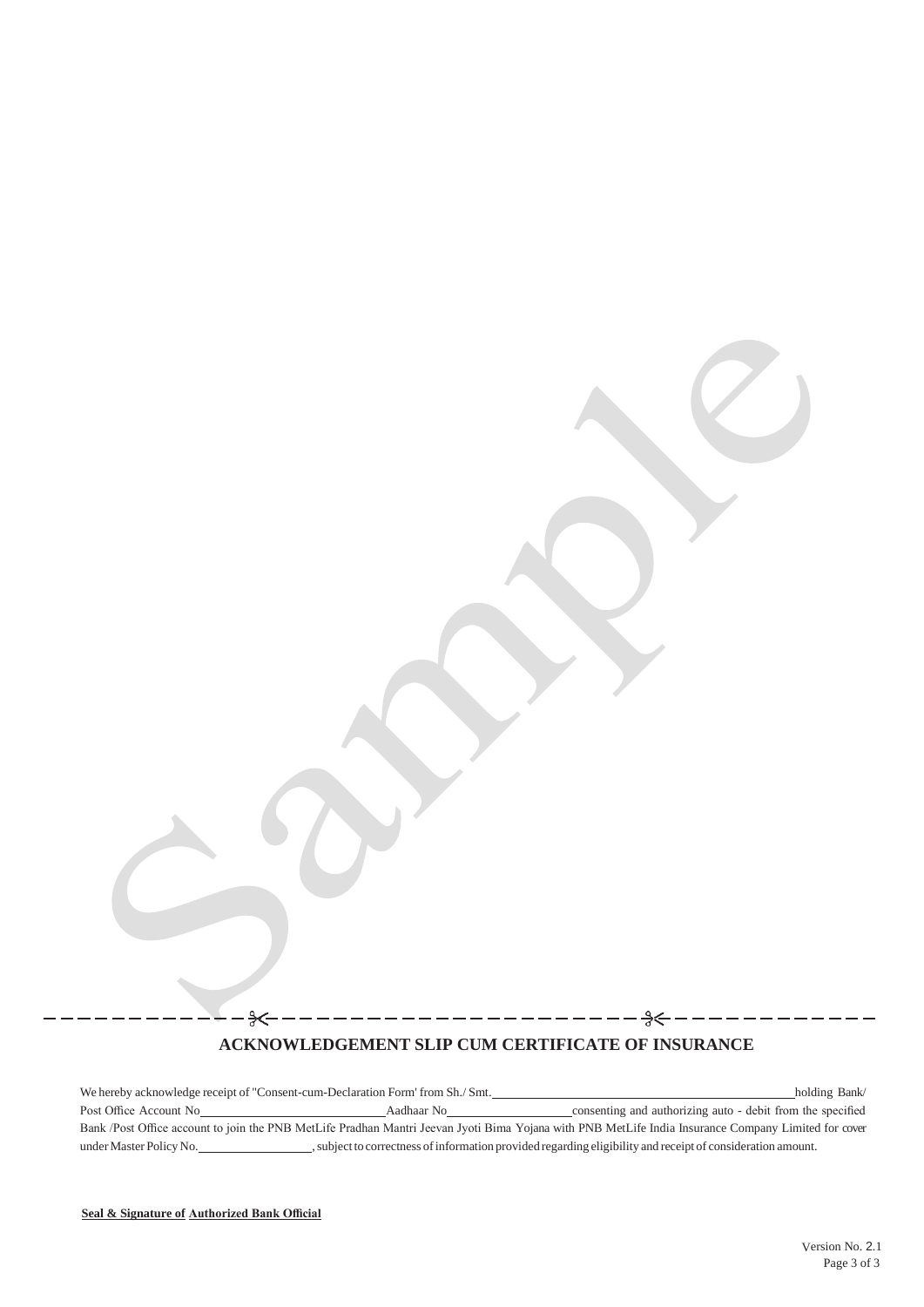## ACKNOWLEDGEMENT SLIP CUM CERTIFICATE OF INSURANCE

We hereby acknowledge receipt of "Consent-cum-Declaration Form' from Sh./ Smt.\_\_\_\_\_\_\_\_\_\_\_\_\_\_\_\_\_\_\_\_ holding Bank/ Post Office Account No\_\_\_\_\_\_\_\_\_\_\_\_\_\_\_\_\_\_\_\_ Aadhaar No\_\_\_\_\_\_\_\_\_\_\_\_\_\_\_\_\_\_\_\_ consenting and authorizing auto - debit from the specified Bank /Post Office account to join the PNB MetLife Pradhan Mantri Jeevan Jyoti Bima Yojana with PNB MetLife India Insurance Company Limited for cover under Master Policy No.\_\_\_\_\_\_\_\_\_\_\_\_\_\_\_\_\_\_\_\_, subject to correctness of information provided regarding eligibility and receipt of consideration amount.

**Seal & Signature of Authorized Bank Official**

Version No. 2.1